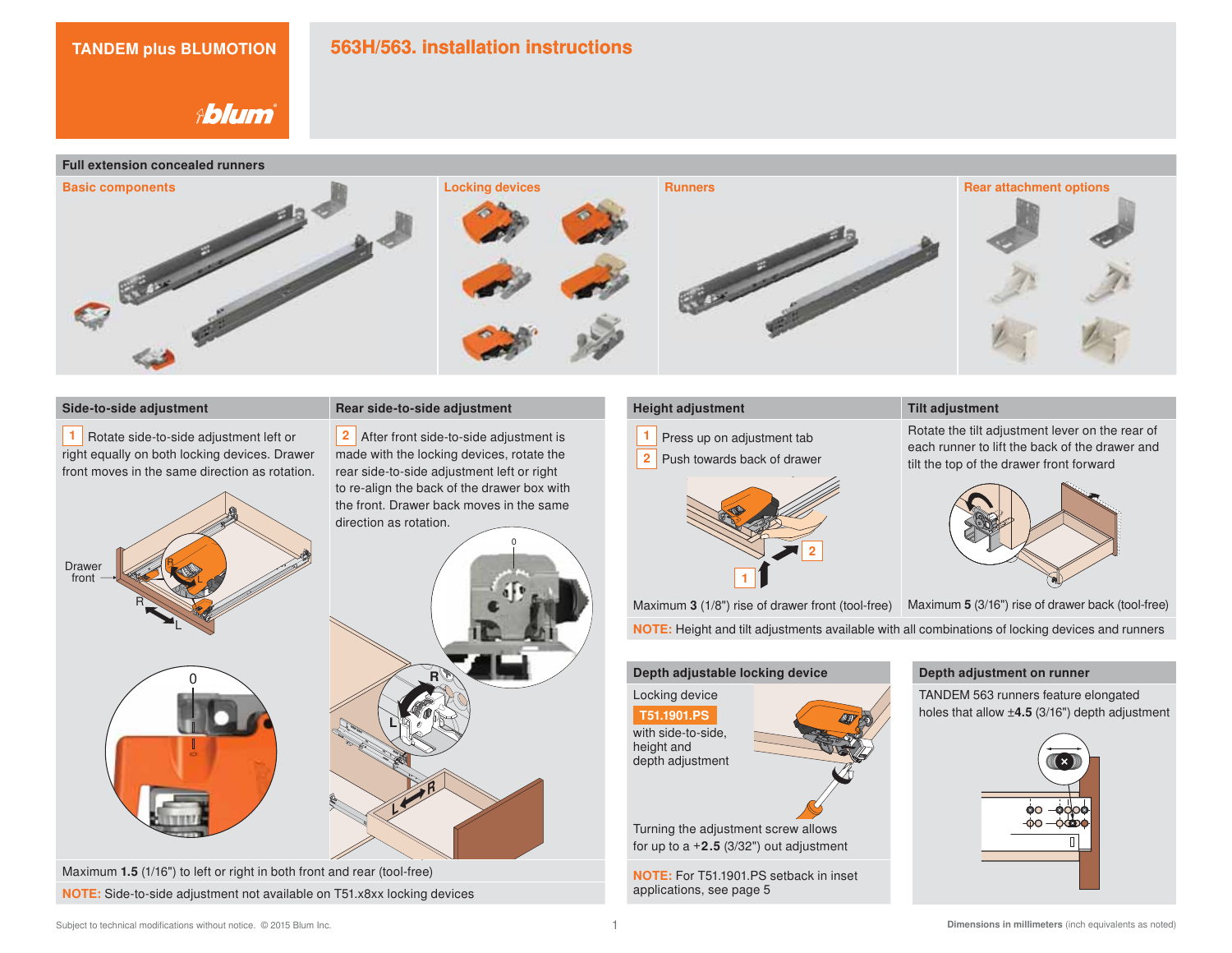# TANDEM plus BLUMOTION

blum

## 563H/563. installation instructions

## Full extension concealed runners

### Basic components

### Locking devices

### Runners

### Rear attachment options

## Side-to-side adjustment

1 Rotate side-to-side adjustment left or right equally on both locking devices. Drawer front moves in the same direction as rotation.

Drawer front

R

L

0

## Rear side-to-side adjustment

2 After front side-to-side adjustment is made with the locking devices, rotate the rear side-to-side adjustment left or right to re-align the back of the drawer box with the front. Drawer back moves in the same direction as rotation.

0

R

L

Maximum **1.5** (1/16") to left or right in both front and rear (tool-free)

**NOTE:** Side-to-side adjustment not available on T51.x8xx locking devices

## Height adjustment

1 Press up on adjustment tab

2 Push towards back of drawer

Maximum **3** (1/8") rise of drawer front (tool-free)

## Tilt adjustment

Rotate the tilt adjustment lever on the rear of each runner to lift the back of the drawer and tilt the top of the drawer front forward

Maximum **5** (3/16") rise of drawer back (tool-free)

**NOTE:** Height and tilt adjustments available with all combinations of locking devices and runners

## Depth adjustable locking device

Locking device

**T51.1901.PS**

with side-to-side, height and depth adjustment

Turning the adjustment screw allows for up to a +**2.5** (3/32") out adjustment

**NOTE:** For T51.1901.PS setback in inset applications, see page 5

## Depth adjustment on runner

TANDEM 563 runners feature elongated holes that allow ±**4.5** (3/16") depth adjustment

Subject to technical modifications without notice. © 2015 Blum Inc.

**Dimensions in millimeters** (inch equivalents as noted)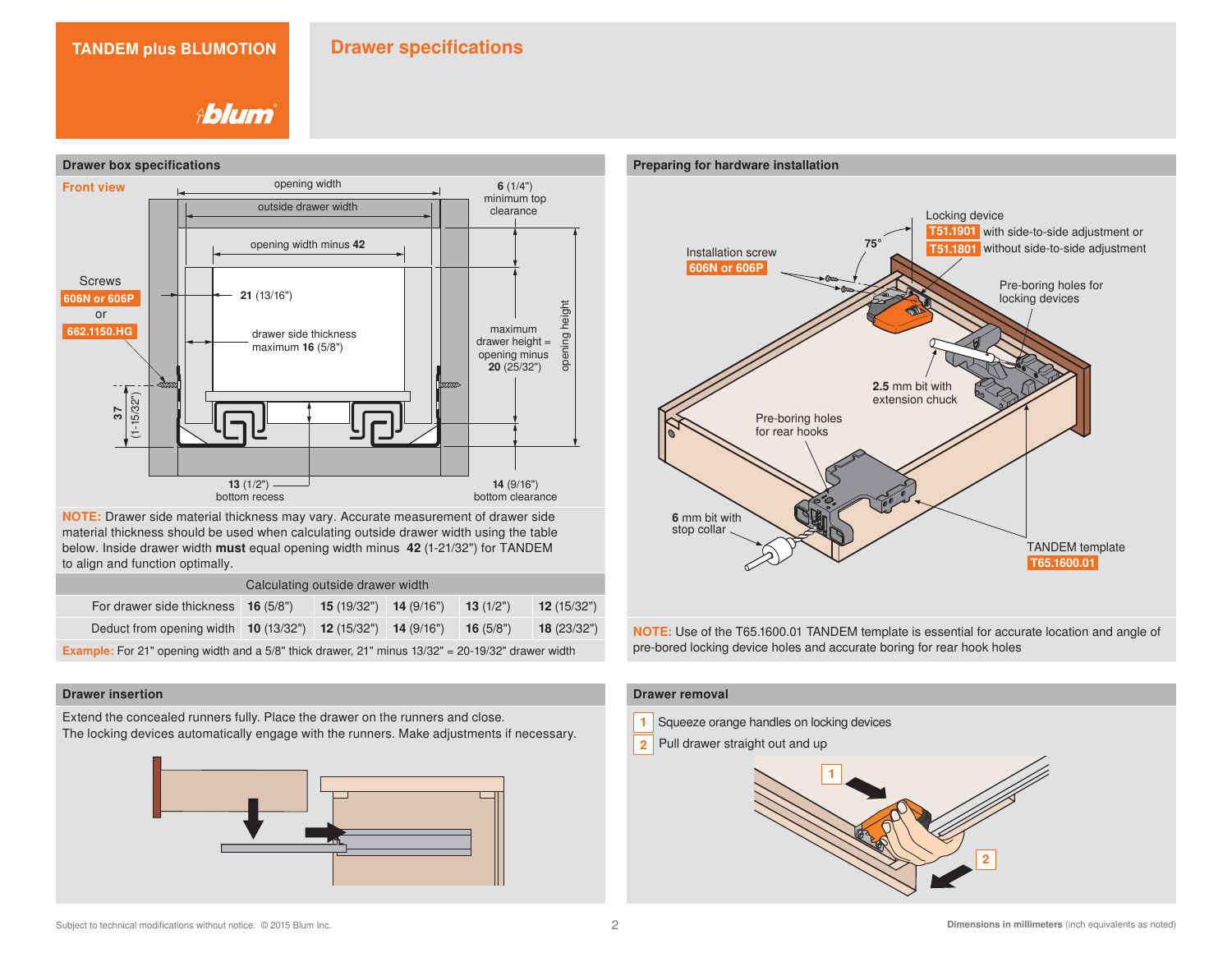**TANDEM plus BLUMOTION**

# Drawer specifications

## Drawer box specifications

**Front view**

opening width

outside drawer width

opening width minus **42**

**6** (1/4") minimum top clearance

Screws **606N or 606P** or **662.1150.HG**

**21** (13/16")

drawer side thickness maximum **16** (5/8")

maximum drawer height = opening minus **20** (25/32")

opening height

**37** (1-15/32")

**13** (1/2") bottom recess

**14** (9/16") bottom clearance

**NOTE:** Drawer side material thickness may vary. Accurate measurement of drawer side material thickness should be used when calculating outside drawer width using the table below. Inside drawer width **must** equal opening width minus **42** (1-21/32") for TANDEM to align and function optimally.

| Calculating outside drawer width | | | | | |
|---|---|---|---|---|---|
| For drawer side thickness | **16** (5/8") | **15** (19/32") | **14** (9/16") | **13** (1/2") | **12** (15/32") |
| Deduct from opening width | **10** (13/32") | **12** (15/32") | **14** (9/16") | **16** (5/8") | **18** (23/32") |

**Example:** For 21" opening width and a 5/8" thick drawer, 21" minus 13/32" = 20-19/32" drawer width

## Preparing for hardware installation

Locking device **T51.1901** with side-to-side adjustment or **T51.1801** without side-to-side adjustment

Installation screw **606N or 606P**

75°

Pre-boring holes for locking devices

**2.5** mm bit with extension chuck

Pre-boring holes for rear hooks

**6** mm bit with stop collar

TANDEM template **T65.1600.01**

**NOTE:** Use of the T65.1600.01 TANDEM template is essential for accurate location and angle of pre-bored locking device holes and accurate boring for rear hook holes

## Drawer insertion

Extend the concealed runners fully. Place the drawer on the runners and close.
The locking devices automatically engage with the runners. Make adjustments if necessary.

## Drawer removal

1. Squeeze orange handles on locking devices
2. Pull drawer straight out and up

Subject to technical modifications without notice. © 2015 Blum Inc.

**Dimensions in millimeters** (inch equivalents as noted)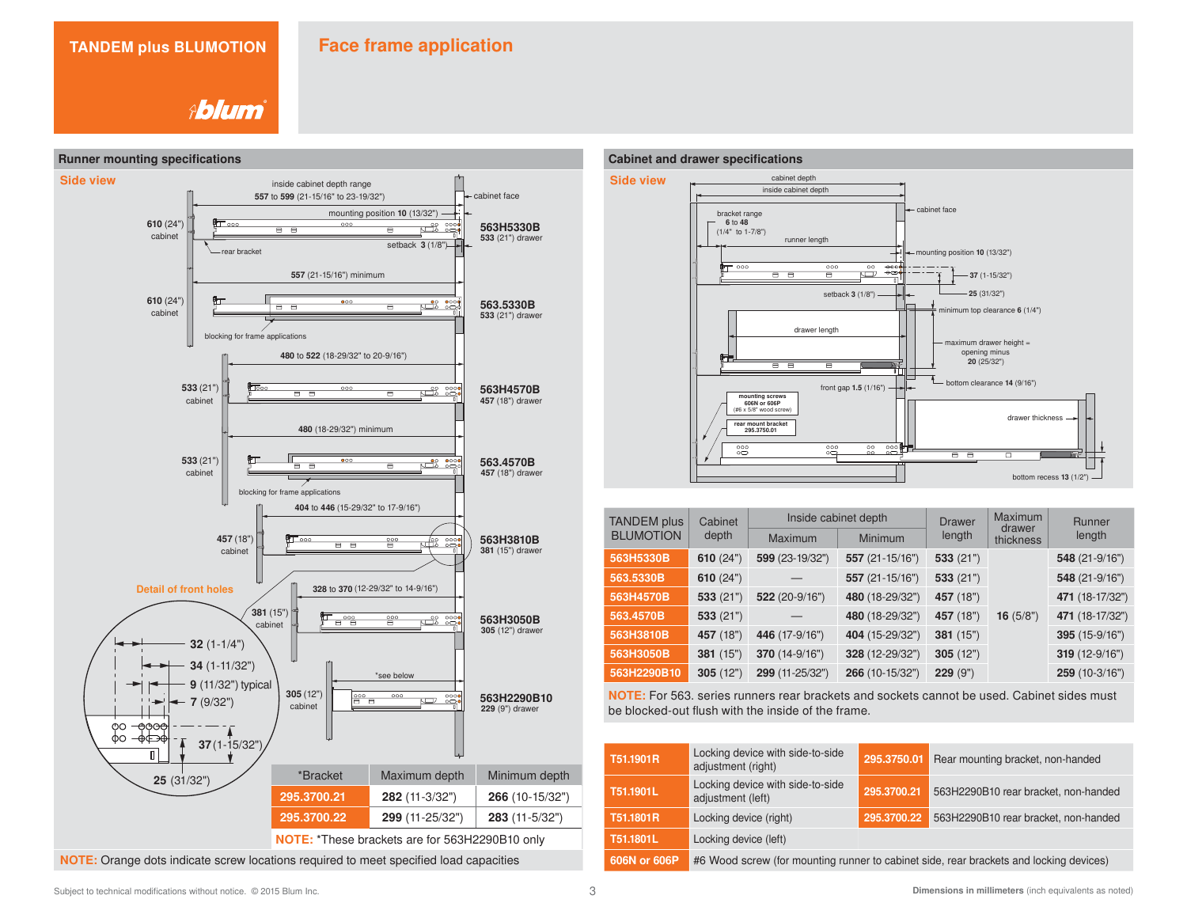# TANDEM plus BLUMOTION

## Face frame application

## Runner mounting specifications

### Side view

inside cabinet depth range
557 to 599 (21-15/16" to 23-19/32")

cabinet face

mounting position 10 (13/32")

610 (24") cabinet — 563H5330B 533 (21") drawer

rear bracket

setback 3 (1/8")

557 (21-15/16") minimum

610 (24") cabinet — 563.5330B 533 (21") drawer

blocking for frame applications

480 to 522 (18-29/32" to 20-9/16")

533 (21") cabinet — 563H4570B 457 (18") drawer

480 (18-29/32") minimum

533 (21") cabinet — 563.4570B 457 (18") drawer

blocking for frame applications

404 to 446 (15-29/32" to 17-9/16")

457 (18") cabinet — 563H3810B 381 (15") drawer

Detail of front holes

328 to 370 (12-29/32" to 14-9/16")

381 (15") cabinet — 563H3050B 305 (12") drawer

32 (1-1/4")
34 (1-11/32")
9 (11/32") typical
7 (9/32")
37 (1-15/32")
25 (31/32")

*see below

305 (12") cabinet — 563H2290B10 229 (9") drawer

| *Bracket | Maximum depth | Minimum depth |
|---|---|---|
| 295.3700.21 | 282 (11-3/32") | 266 (10-15/32") |
| 295.3700.22 | 299 (11-25/32") | 283 (11-5/32") |

**NOTE:** *These brackets are for 563H2290B10 only

**NOTE:** Orange dots indicate screw locations required to meet specified load capacities

## Cabinet and drawer specifications

### Side view

cabinet depth
inside cabinet depth
cabinet face
bracket range 6 to 48 (1/4" to 1-7/8")
runner length
mounting position 10 (13/32")
37 (1-15/32")
25 (31/32")
setback 3 (1/8")
minimum top clearance 6 (1/4")
drawer length
maximum drawer height = opening minus 20 (25/32")
front gap 1.5 (1/16")
bottom clearance 14 (9/16")
mounting screws 606N or 606P (#6 x 5/8" wood screw)
rear mount bracket 295.3750.01
drawer thickness
bottom recess 13 (1/2")

| TANDEM plus BLUMOTION | Cabinet depth | Inside cabinet depth | | Drawer length | Maximum drawer thickness | Runner length |
|---|---|---|---|---|---|---|
| | | Maximum | Minimum | | | |
| 563H5330B | 610 (24") | 599 (23-19/32") | 557 (21-15/16") | 533 (21") | 16 (5/8") | 548 (21-9/16") |
| 563.5330B | 610 (24") | — | 557 (21-15/16") | 533 (21") | | 548 (21-9/16") |
| 563H4570B | 533 (21") | 522 (20-9/16") | 480 (18-29/32") | 457 (18") | | 471 (18-17/32") |
| 563.4570B | 533 (21") | — | 480 (18-29/32") | 457 (18") | | 471 (18-17/32") |
| 563H3810B | 457 (18") | 446 (17-9/16") | 404 (15-29/32") | 381 (15") | | 395 (15-9/16") |
| 563H3050B | 381 (15") | 370 (14-9/16") | 328 (12-29/32") | 305 (12") | | 319 (12-9/16") |
| 563H2290B10 | 305 (12") | 299 (11-25/32") | 266 (10-15/32") | 229 (9") | | 259 (10-3/16") |

**NOTE:** For 563. series runners rear brackets and sockets cannot be used. Cabinet sides must be blocked-out flush with the inside of the frame.

| | | | |
|---|---|---|---|
| T51.1901R | Locking device with side-to-side adjustment (right) | 295.3750.01 | Rear mounting bracket, non-handed |
| T51.1901L | Locking device with side-to-side adjustment (left) | 295.3700.21 | 563H2290B10 rear bracket, non-handed |
| T51.1801R | Locking device (right) | 295.3700.22 | 563H2290B10 rear bracket, non-handed |
| T51.1801L | Locking device (left) | | |
| 606N or 606P | #6 Wood screw (for mounting runner to cabinet side, rear brackets and locking devices) | | |

Subject to technical modifications without notice. © 2015 Blum Inc.

**Dimensions in millimeters** (inch equivalents as noted)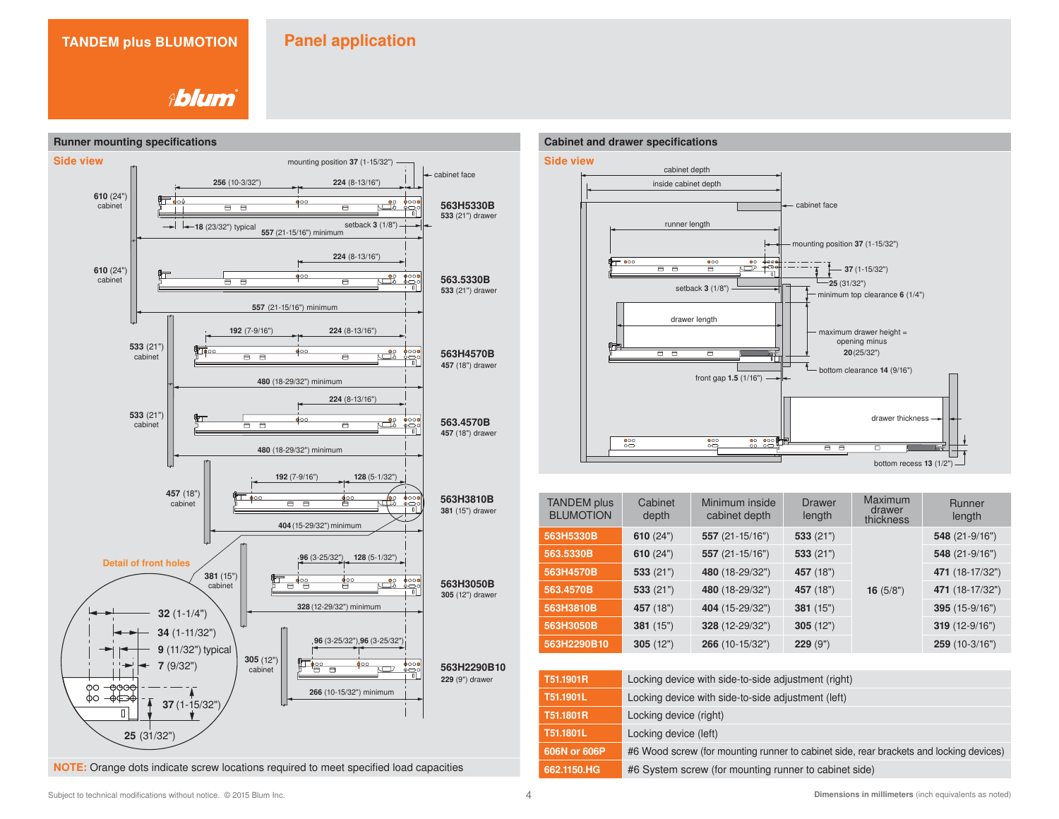# TANDEM plus BLUMOTION

blum

## Panel application

### Runner mounting specifications

**Side view**

mounting position **37** (1-15/32")

cabinet face

**610** (24") cabinet — **256** (10-3/32") — **224** (8-13/16") — **563H5330B** 533 (21") drawer — **18** (23/32") typical — setback **3** (1/8") — **557** (21-15/16") minimum

**610** (24") cabinet — **224** (8-13/16") — **563.5330B** 533 (21") drawer — **557** (21-15/16") minimum

**533** (21") cabinet — **192** (7-9/16") — **224** (8-13/16") — **563H4570B** 457 (18") drawer — **480** (18-29/32") minimum

**533** (21") cabinet — **224** (8-13/16") — **563.4570B** 457 (18") drawer — **480** (18-29/32") minimum

**457** (18") cabinet — **192** (7-9/16") — **128** (5-1/32") — **563H3810B** 381 (15") drawer — **404** (15-29/32") minimum

**381** (15") cabinet — **96** (3-25/32") — **128** (5-1/32") — **563H3050B** 305 (12") drawer — **328** (12-29/32") minimum

**305** (12") cabinet — **96** (3-25/32") — **96** (3-25/32") — **563H2290B10** 229 (9") drawer — **266** (10-15/32") minimum

**Detail of front holes**

**32** (1-1/4")
**34** (1-11/32")
**9** (11/32") typical
**7** (9/32")
**37** (1-15/32")
**25** (31/32")

**NOTE:** Orange dots indicate screw locations required to meet specified load capacities

### Cabinet and drawer specifications

**Side view**

cabinet depth
inside cabinet depth
cabinet face
runner length
mounting position **37** (1-15/32")
**37** (1-15/32")
**25** (31/32")
setback **3** (1/8")
minimum top clearance **6** (1/4")
drawer length
maximum drawer height = opening minus **20** (25/32")
bottom clearance **14** (9/16")
front gap **1.5** (1/16")
drawer thickness
bottom recess **13** (1/2")

| TANDEM plus BLUMOTION | Cabinet depth | Minimum inside cabinet depth | Drawer length | Maximum drawer thickness | Runner length |
|---|---|---|---|---|---|
| 563H5330B | **610** (24") | **557** (21-15/16") | **533** (21") | | **548** (21-9/16") |
| 563.5330B | **610** (24") | **557** (21-15/16") | **533** (21") | | **548** (21-9/16") |
| 563H4570B | **533** (21") | **480** (18-29/32") | **457** (18") | | **471** (18-17/32") |
| 563.4570B | **533** (21") | **480** (18-29/32") | **457** (18") | **16** (5/8") | **471** (18-17/32") |
| 563H3810B | **457** (18") | **404** (15-29/32") | **381** (15") | | **395** (15-9/16") |
| 563H3050B | **381** (15") | **328** (12-29/32") | **305** (12") | | **319** (12-9/16") |
| 563H2290B10 | **305** (12") | **266** (10-15/32") | **229** (9") | | **259** (10-3/16") |

| | |
|---|---|
| T51.1901R | Locking device with side-to-side adjustment (right) |
| T51.1901L | Locking device with side-to-side adjustment (left) |
| T51.1801R | Locking device (right) |
| T51.1801L | Locking device (left) |
| 606N or 606P | #6 Wood screw (for mounting runner to cabinet side, rear brackets and locking devices) |
| 662.1150.HG | #6 System screw (for mounting runner to cabinet side) |

Subject to technical modifications without notice. © 2015 Blum Inc.

**Dimensions in millimeters** (inch equivalents as noted)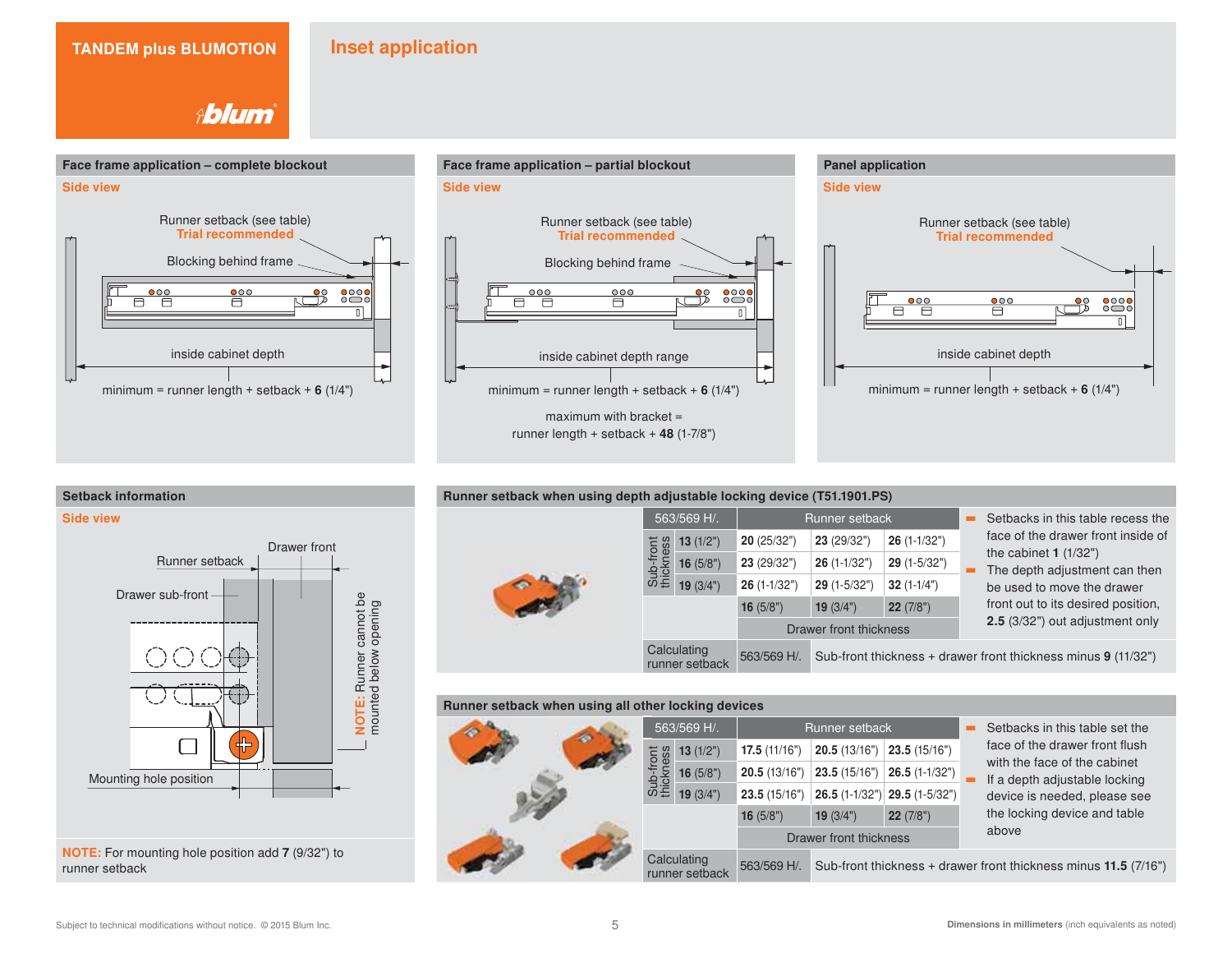# TANDEM plus BLUMOTION

## Inset application

### Face frame application – complete blockout

**Side view**

Runner setback (see table)
Trial recommended

Blocking behind frame

inside cabinet depth

minimum = runner length + setback + **6** (1/4")

### Face frame application – partial blockout

**Side view**

Runner setback (see table)
Trial recommended

Blocking behind frame

inside cabinet depth range

minimum = runner length + setback + **6** (1/4")

maximum with bracket =
runner length + setback + **48** (1-7/8")

### Panel application

**Side view**

Runner setback (see table)
Trial recommended

inside cabinet depth

minimum = runner length + setback + **6** (1/4")

### Setback information

**Side view**

Drawer front

Runner setback

Drawer sub-front

Mounting hole position

**NOTE:** Runner cannot be mounted below opening

**NOTE:** For mounting hole position add **7** (9/32") to runner setback

### Runner setback when using depth adjustable locking device (T51.1901.PS)

| 563/569 H/. | | Runner setback | | |
|---|---|---|---|---|
| Sub-front thickness | **13** (1/2") | **20** (25/32") | **23** (29/32") | **26** (1-1/32") |
| | **16** (5/8") | **23** (29/32") | **26** (1-1/32") | **29** (1-5/32") |
| | **19** (3/4") | **26** (1-1/32") | **29** (1-5/32") | **32** (1-1/4") |
| | | **16** (5/8") | **19** (3/4") | **22** (7/8") |
| | | Drawer front thickness | | |
| Calculating runner setback | 563/569 H/. | Sub-front thickness + drawer front thickness minus **9** (11/32") | | |

- Setbacks in this table recess the face of the drawer front inside of the cabinet **1** (1/32")
- The depth adjustment can then be used to move the drawer front out to its desired position, **2.5** (3/32") out adjustment only

### Runner setback when using all other locking devices

| 563/569 H/. | | Runner setback | | |
|---|---|---|---|---|
| Sub-front thickness | **13** (1/2") | **17.5** (11/16") | **20.5** (13/16") | **23.5** (15/16") |
| | **16** (5/8") | **20.5** (13/16") | **23.5** (15/16") | **26.5** (1-1/32") |
| | **19** (3/4") | **23.5** (15/16") | **26.5** (1-1/32") | **29.5** (1-5/32") |
| | | **16** (5/8") | **19** (3/4") | **22** (7/8") |
| | | Drawer front thickness | | |
| Calculating runner setback | 563/569 H/. | Sub-front thickness + drawer front thickness minus **11.5** (7/16") | | |

- Setbacks in this table set the face of the drawer front flush with the face of the cabinet
- If a depth adjustable locking device is needed, please see the locking device and table above

Subject to technical modifications without notice. © 2015 Blum Inc.

**Dimensions in millimeters** (inch equivalents as noted)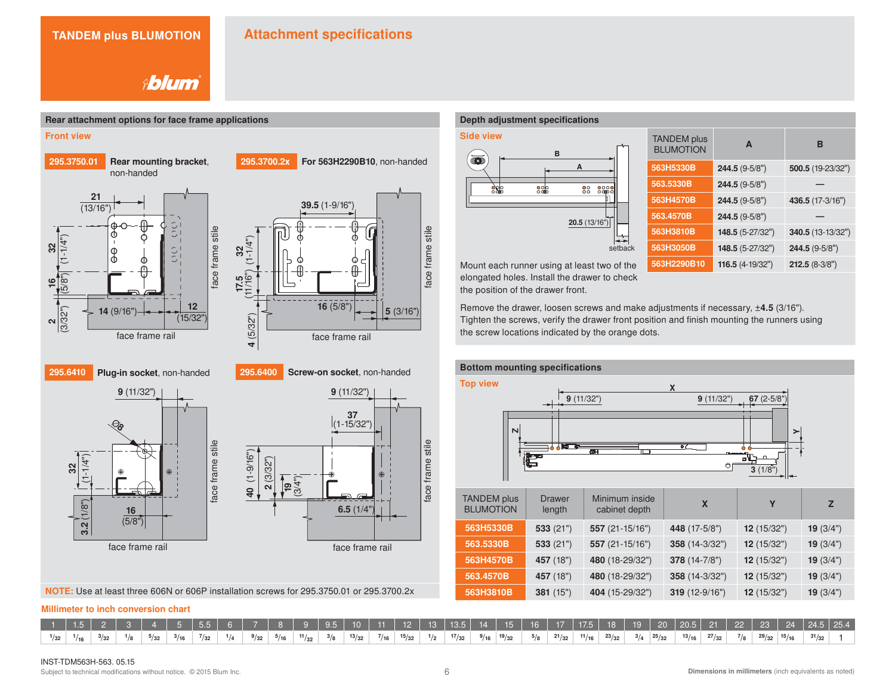# TANDEM plus BLUMOTION

blum

## Attachment specifications

### Rear attachment options for face frame applications

**Front view**

**295.3750.01** **Rear mounting bracket**, non-handed

21 (13/16")
32 (1-1/4")
16 (5/8")
2 (3/32")
14 (9/16")
12 (15/32")
face frame stile
face frame rail

**295.3700.2x** **For 563H2290B10**, non-handed

39.5 (1-9/16")
32 (1-1/4")
17.5 (11/16")
4 (5/32")
16 (5/8")
5 (3/16")
face frame stile
face frame rail

**295.6410** **Plug-in socket**, non-handed

9 (11/32")
Ø8
32 (1-1/4")
3.2 (1/8")
16 (5/8")
face frame stile
face frame rail

**295.6400** **Screw-on socket**, non-handed

9 (11/32")
37 (1-15/32")
40 (1-9/16")
2 (3/32")
19 (3/4")
6.5 (1/4")
face frame stile
face frame rail

**NOTE:** Use at least three 606N or 606P installation screws for 295.3750.01 or 295.3700.2x

### Depth adjustment specifications

**Side view**

B
A
20.5 (13/16")
setback

| TANDEM plus BLUMOTION | A | B |
|---|---|---|
| 563H5330B | 244.5 (9-5/8") | 500.5 (19-23/32") |
| 563.5330B | 244.5 (9-5/8") | — |
| 563H4570B | 244.5 (9-5/8") | 436.5 (17-3/16") |
| 563.4570B | 244.5 (9-5/8") | — |
| 563H3810B | 148.5 (5-27/32") | 340.5 (13-13/32") |
| 563H3050B | 148.5 (5-27/32") | 244.5 (9-5/8") |
| 563H2290B10 | 116.5 (4-19/32") | 212.5 (8-3/8") |

Mount each runner using at least two of the elongated holes. Install the drawer to check the position of the drawer front.

Remove the drawer, loosen screws and make adjustments if necessary, ±**4.5** (3/16"). Tighten the screws, verify the drawer front position and finish mounting the runners using the screw locations indicated by the orange dots.

### Bottom mounting specifications

**Top view**

X
9 (11/32")
9 (11/32")
67 (2-5/8")
Z
Y
3 (1/8")

| TANDEM plus BLUMOTION | Drawer length | Minimum inside cabinet depth | X | Y | Z |
|---|---|---|---|---|---|
| 563H5330B | 533 (21") | 557 (21-15/16") | 448 (17-5/8") | 12 (15/32") | 19 (3/4") |
| 563.5330B | 533 (21") | 557 (21-15/16") | 358 (14-3/32") | 12 (15/32") | 19 (3/4") |
| 563H4570B | 457 (18") | 480 (18-29/32") | 378 (14-7/8") | 12 (15/32") | 19 (3/4") |
| 563.4570B | 457 (18") | 480 (18-29/32") | 358 (14-3/32") | 12 (15/32") | 19 (3/4") |
| 563H3810B | 381 (15") | 404 (15-29/32") | 319 (12-9/16") | 12 (15/32") | 19 (3/4") |

### Millimeter to inch conversion chart

| 1 | 1.5 | 2 | 3 | 4 | 5 | 5.5 | 6 | 7 | 8 | 9 | 9.5 | 10 | 11 | 12 | 13 | 13.5 | 14 | 15 | 16 | 17 | 17.5 | 18 | 19 | 20 | 20.5 | 21 | 22 | 23 | 24 | 24.5 | 25.4 |
|---|---|---|---|---|---|---|---|---|---|---|---|---|---|---|---|---|---|---|---|---|---|---|---|---|---|---|---|---|---|---|---|
| 1/32 | 1/16 | 3/32 | 1/8 | 5/32 | 3/16 | 7/32 | 1/4 | 9/32 | 5/16 | 11/32 | 3/8 | 13/32 | 7/16 | 15/32 | 1/2 | 17/32 | 9/16 | 19/32 | 5/8 | 21/32 | 11/16 | 23/32 | 3/4 | 25/32 | 13/16 | 27/32 | 7/8 | 29/32 | 15/16 | 31/32 | 1 |

INST-TDM563H-563. 05.15

Subject to technical modifications without notice. © 2015 Blum Inc.

**Dimensions in millimeters** (inch equivalents as noted)